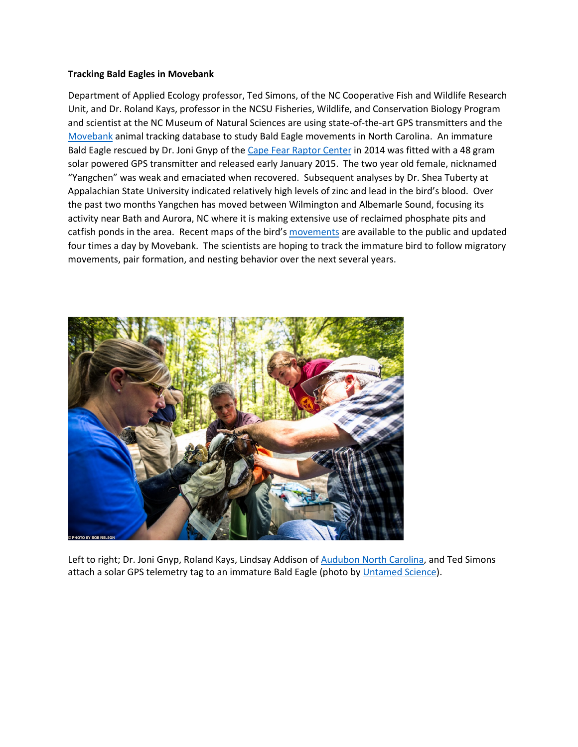**Tracking Bald Eagles in Movebank**

Department of Applied Ecology professor, Ted Simons, of the NC Cooperative Fish and Wildlife Research Unit, and Dr. Roland Kays, professor in the NCSU Fisheries, Wildlife, and Conservation Biology Program and scientist at the NC Museum of Natural Sciences are using state-of-the-art GPS transmitters and the Movebank animal tracking database to study Bald Eagle movements in North Carolina. An immature Bald Eagle rescued by Dr. Joni Gnyp of the Cape Fear Raptor Center in 2014 was fitted with a 48 gram solar powered GPS transmitter and released early January 2015. The two year old female, nicknamed "Yangchen" was weak and emaciated when recovered. Subsequent analyses by Dr. Shea Tuberty at Appalachian State University indicated relatively high levels of zinc and lead in the bird's blood. Over the past two months Yangchen has moved between Wilmington and Albemarle Sound, focusing its activity near Bath and Aurora, NC where it is making extensive use of reclaimed phosphate pits and catfish ponds in the area. Recent maps of the bird's movements are available to the public and updated four times a day by Movebank. The scientists are hoping to track the immature bird to follow migratory movements, pair formation, and nesting behavior over the next several years.

Left to right; Dr. Joni Gnyp, Roland Kays, Lindsay Addison of Audubon North Carolina, and Ted Simons attach a solar GPS telemetry tag to an immature Bald Eagle (photo by Untamed Science).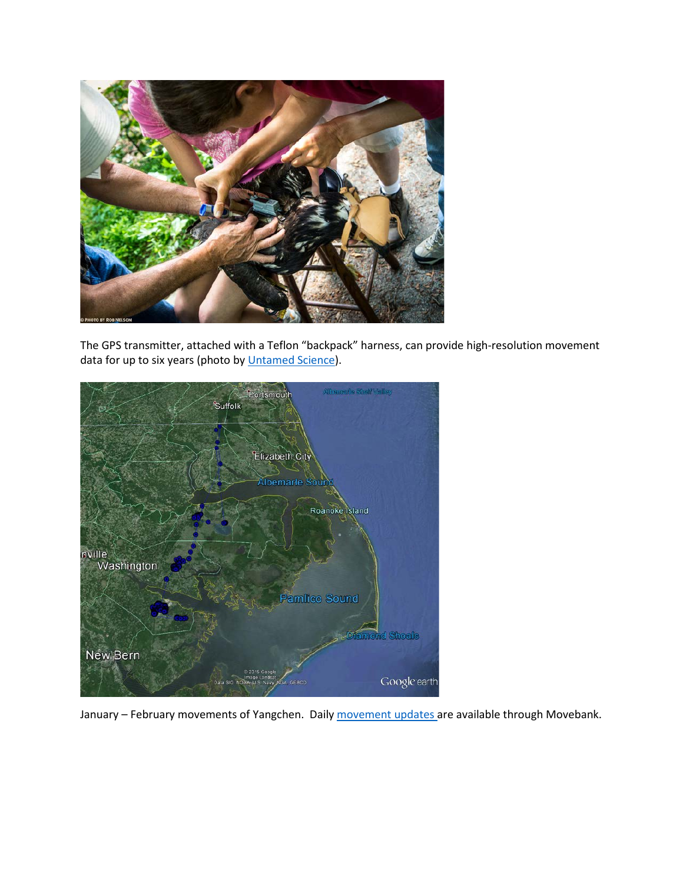The GPS transmitter, attached with a Teflon "backpack" harness, can provide high-resolution movement data for up to six years (photo by [Untamed Science]).

January – February movements of Yangchen. Daily [movement updates] are available through Movebank.